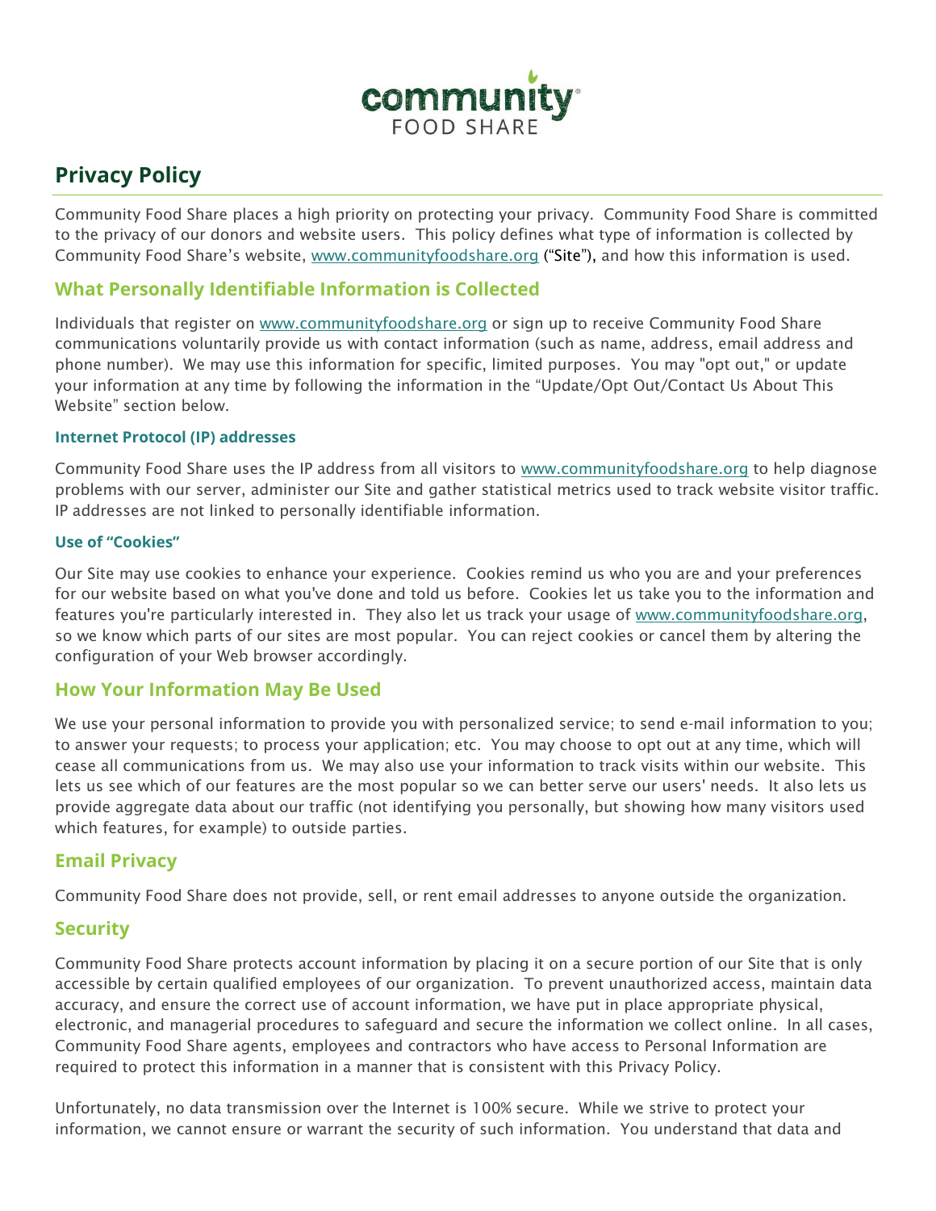community FOOD SHARE

# Privacy Policy

Community Food Share places a high priority on protecting your privacy. Community Food Share is committed to the privacy of our donors and website users. This policy defines what type of information is collected by Community Food Share's website, www.communityfoodshare.org ("Site"), and how this information is used.

## What Personally Identifiable Information is Collected

Individuals that register on www.communityfoodshare.org or sign up to receive Community Food Share communications voluntarily provide us with contact information (such as name, address, email address and phone number). We may use this information for specific, limited purposes. You may "opt out," or update your information at any time by following the information in the "Update/Opt Out/Contact Us About This Website" section below.

### Internet Protocol (IP) addresses

Community Food Share uses the IP address from all visitors to www.communityfoodshare.org to help diagnose problems with our server, administer our Site and gather statistical metrics used to track website visitor traffic. IP addresses are not linked to personally identifiable information.

### Use of "Cookies"

Our Site may use cookies to enhance your experience. Cookies remind us who you are and your preferences for our website based on what you've done and told us before. Cookies let us take you to the information and features you're particularly interested in. They also let us track your usage of www.communityfoodshare.org, so we know which parts of our sites are most popular. You can reject cookies or cancel them by altering the configuration of your Web browser accordingly.

## How Your Information May Be Used

We use your personal information to provide you with personalized service; to send e-mail information to you; to answer your requests; to process your application; etc. You may choose to opt out at any time, which will cease all communications from us. We may also use your information to track visits within our website. This lets us see which of our features are the most popular so we can better serve our users' needs. It also lets us provide aggregate data about our traffic (not identifying you personally, but showing how many visitors used which features, for example) to outside parties.

## Email Privacy

Community Food Share does not provide, sell, or rent email addresses to anyone outside the organization.

## Security

Community Food Share protects account information by placing it on a secure portion of our Site that is only accessible by certain qualified employees of our organization. To prevent unauthorized access, maintain data accuracy, and ensure the correct use of account information, we have put in place appropriate physical, electronic, and managerial procedures to safeguard and secure the information we collect online. In all cases, Community Food Share agents, employees and contractors who have access to Personal Information are required to protect this information in a manner that is consistent with this Privacy Policy.

Unfortunately, no data transmission over the Internet is 100% secure. While we strive to protect your information, we cannot ensure or warrant the security of such information. You understand that data and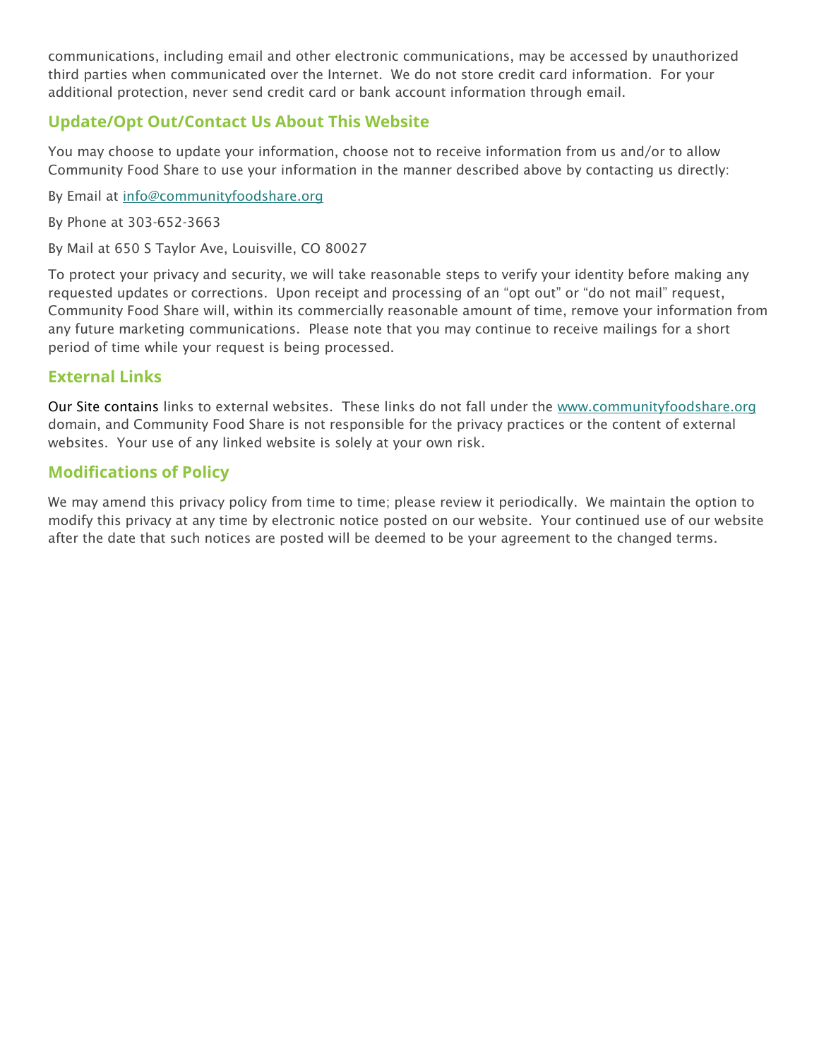communications, including email and other electronic communications, may be accessed by unauthorized third parties when communicated over the Internet. We do not store credit card information. For your additional protection, never send credit card or bank account information through email.

## Update/Opt Out/Contact Us About This Website

You may choose to update your information, choose not to receive information from us and/or to allow Community Food Share to use your information in the manner described above by contacting us directly:

By Email at info@communityfoodshare.org

By Phone at 303-652-3663

By Mail at 650 S Taylor Ave, Louisville, CO 80027

To protect your privacy and security, we will take reasonable steps to verify your identity before making any requested updates or corrections. Upon receipt and processing of an "opt out" or "do not mail" request, Community Food Share will, within its commercially reasonable amount of time, remove your information from any future marketing communications. Please note that you may continue to receive mailings for a short period of time while your request is being processed.

## External Links

Our Site contains links to external websites. These links do not fall under the www.communityfoodshare.org domain, and Community Food Share is not responsible for the privacy practices or the content of external websites. Your use of any linked website is solely at your own risk.

## Modifications of Policy

We may amend this privacy policy from time to time; please review it periodically. We maintain the option to modify this privacy at any time by electronic notice posted on our website. Your continued use of our website after the date that such notices are posted will be deemed to be your agreement to the changed terms.